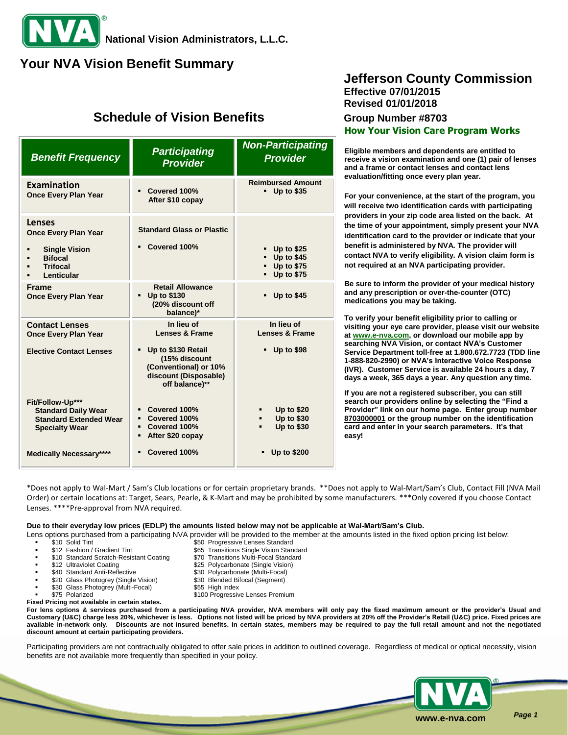National Vision Administrators, L.L.C.

# Your NVA Vision Benefit Summary

## Jefferson County Commission

**Effective 07/01/2015**
**Revised 01/01/2018**

**Group Number #8703**

## Schedule of Vision Benefits

| *Benefit Frequency* | *Participating Provider* | *Non-Participating Provider* |
|---|---|---|
| **Examination** Once Every Plan Year | Covered 100% After $10 copay | Reimbursed Amount: Up to $35 |
| **Lenses** Once Every Plan Year | Standard Glass or Plastic | |
| Single Vision | Covered 100% | Up to $25 |
| Bifocal | | Up to $45 |
| Trifocal | | Up to $75 |
| Lenticular | | Up to $75 |
| **Frame** Once Every Plan Year | Retail Allowance: Up to $130 (20% discount off balance)* | Up to $45 |
| **Contact Lenses** Once Every Plan Year | In lieu of Lenses & Frame | In lieu of Lenses & Frame |
| Elective Contact Lenses | Up to $130 Retail (15% discount (Conventional) or 10% discount (Disposable) off balance)** | Up to $98 |
| Fit/Follow-Up*** | | |
| Standard Daily Wear | Covered 100% | Up to $20 |
| Standard Extended Wear | Covered 100% | Up to $30 |
| Specialty Wear | Covered 100% After $20 copay | Up to $30 |
| Medically Necessary**** | Covered 100% | Up to $200 |

## How Your Vision Care Program Works

**Eligible members and dependents are entitled to receive a vision examination and one (1) pair of lenses and a frame or contact lenses and contact lens evaluation/fitting once every plan year.**

**For your convenience, at the start of the program, you will receive two identification cards with participating providers in your zip code area listed on the back. At the time of your appointment, simply present your NVA identification card to the provider or indicate that your benefit is administered by NVA. The provider will contact NVA to verify eligibility. A vision claim form is not required at an NVA participating provider.**

**Be sure to inform the provider of your medical history and any prescription or over-the-counter (OTC) medications you may be taking.**

**To verify your benefit eligibility prior to calling or visiting your eye care provider, please visit our website at www.e-nva.com, or download our mobile app by searching NVA Vision, or contact NVA's Customer Service Department toll-free at 1.800.672.7723 (TDD line 1-888-820-2990) or NVA's Interactive Voice Response (IVR). Customer Service is available 24 hours a day, 7 days a week, 365 days a year. Any question any time.**

**If you are not a registered subscriber, you can still search our providers online by selecting the "Find a Provider" link on our home page. Enter group number 8703000001 or the group number on the identification card and enter in your search parameters. It's that easy!**

*Does not apply to Wal-Mart / Sam's Club locations or for certain proprietary brands. **Does not apply to Wal-Mart/Sam's Club, Contact Fill (NVA Mail Order) or certain locations at: Target, Sears, Pearle, & K-Mart and may be prohibited by some manufacturers. ***Only covered if you choose Contact Lenses. ****Pre-approval from NVA required.

**Due to their everyday low prices (EDLP) the amounts listed below may not be applicable at Wal-Mart/Sam's Club.**

Lens options purchased from a participating NVA provider will be provided to the member at the amounts listed in the fixed option pricing list below:

- $10 Solid Tint
- $12 Fashion / Gradient Tint
- $10 Standard Scratch-Resistant Coating
- $12 Ultraviolet Coating
- $40 Standard Anti-Reflective
- $20 Glass Photogrey (Single Vision)
- $30 Glass Photogrey (Multi-Focal)
- $75 Polarized
- $50 Progressive Lenses Standard
- $65 Transitions Single Vision Standard
- $70 Transitions Multi-Focal Standard
- $25 Polycarbonate (Single Vision)
- $30 Polycarbonate (Multi-Focal)
- $30 Blended Bifocal (Segment)
- $55 High Index
- $100 Progressive Lenses Premium

**Fixed Pricing not available in certain states.**

**For lens options & services purchased from a participating NVA provider, NVA members will only pay the fixed maximum amount or the provider's Usual and Customary (U&C) charge less 20%, whichever is less. Options not listed will be priced by NVA providers at 20% off the Provider's Retail (U&C) price. Fixed prices are available in-network only. Discounts are not insured benefits. In certain states, members may be required to pay the full retail amount and not the negotiated discount amount at certain participating providers.**

Participating providers are not contractually obligated to offer sale prices in addition to outlined coverage. Regardless of medical or optical necessity, vision benefits are not available more frequently than specified in your policy.

www.e-nva.com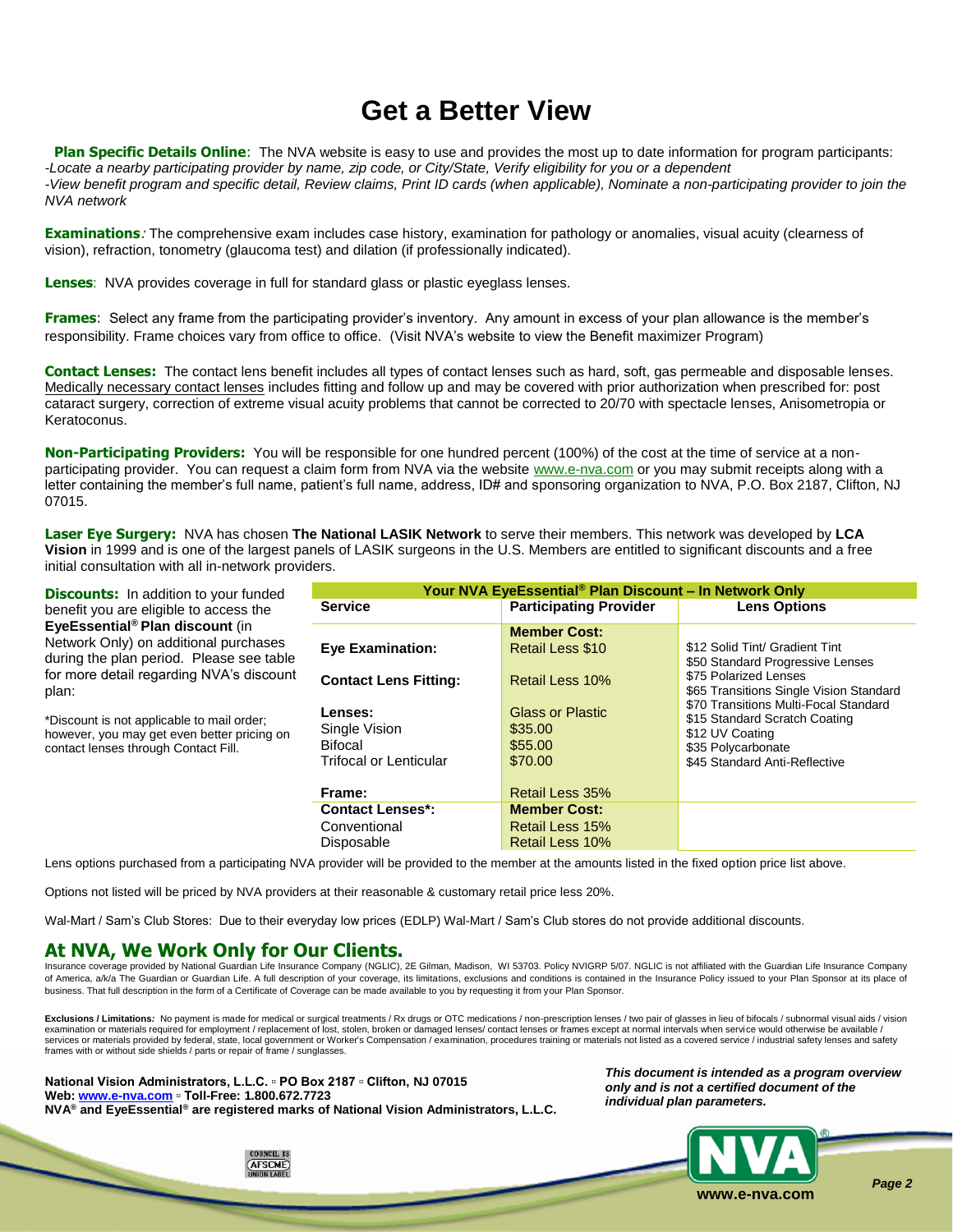# Get a Better View

**Plan Specific Details Online**: The NVA website is easy to use and provides the most up to date information for program participants:
*-Locate a nearby participating provider by name, zip code, or City/State, Verify eligibility for you or a dependent*
*-View benefit program and specific detail, Review claims, Print ID cards (when applicable), Nominate a non-participating provider to join the NVA network*

**Examinations**: The comprehensive exam includes case history, examination for pathology or anomalies, visual acuity (clearness of vision), refraction, tonometry (glaucoma test) and dilation (if professionally indicated).

**Lenses**: NVA provides coverage in full for standard glass or plastic eyeglass lenses.

**Frames**: Select any frame from the participating provider's inventory. Any amount in excess of your plan allowance is the member's responsibility. Frame choices vary from office to office. (Visit NVA's website to view the Benefit maximizer Program)

**Contact Lenses:** The contact lens benefit includes all types of contact lenses such as hard, soft, gas permeable and disposable lenses. Medically necessary contact lenses includes fitting and follow up and may be covered with prior authorization when prescribed for: post cataract surgery, correction of extreme visual acuity problems that cannot be corrected to 20/70 with spectacle lenses, Anisometropia or Keratoconus.

**Non-Participating Providers:** You will be responsible for one hundred percent (100%) of the cost at the time of service at a non-participating provider. You can request a claim form from NVA via the website www.e-nva.com or you may submit receipts along with a letter containing the member's full name, patient's full name, address, ID# and sponsoring organization to NVA, P.O. Box 2187, Clifton, NJ 07015.

**Laser Eye Surgery:** NVA has chosen **The National LASIK Network** to serve their members. This network was developed by **LCA Vision** in 1999 and is one of the largest panels of LASIK surgeons in the U.S. Members are entitled to significant discounts and a free initial consultation with all in-network providers.

**Discounts:** In addition to your funded benefit you are eligible to access the **EyeEssential® Plan discount** (in Network Only) on additional purchases during the plan period. Please see table for more detail regarding NVA's discount plan:

*Discount is not applicable to mail order; however, you may get even better pricing on contact lenses through Contact Fill.

**Your NVA EyeEssential® Plan Discount – In Network Only**

| Service | Participating Provider | Lens Options |
|---|---|---|
| | **Member Cost:** | |
| **Eye Examination:** | Retail Less $10 | $12 Solid Tint/ Gradient Tint<br>$50 Standard Progressive Lenses<br>$75 Polarized Lenses<br>$65 Transitions Single Vision Standard<br>$70 Transitions Multi-Focal Standard<br>$15 Standard Scratch Coating<br>$12 UV Coating<br>$35 Polycarbonate<br>$45 Standard Anti-Reflective |
| **Contact Lens Fitting:** | Retail Less 10% | |
| **Lenses:** | Glass or Plastic | |
| Single Vision | $35.00 | |
| Bifocal | $55.00 | |
| Trifocal or Lenticular | $70.00 | |
| **Frame:** | Retail Less 35% | |
| **Contact Lenses*:** | **Member Cost:** | |
| Conventional | Retail Less 15% | |
| Disposable | Retail Less 10% | |

Lens options purchased from a participating NVA provider will be provided to the member at the amounts listed in the fixed option price list above.

Options not listed will be priced by NVA providers at their reasonable & customary retail price less 20%.

Wal-Mart / Sam's Club Stores: Due to their everyday low prices (EDLP) Wal-Mart / Sam's Club stores do not provide additional discounts.

## At NVA, We Work Only for Our Clients.

Insurance coverage provided by National Guardian Life Insurance Company (NGLIC), 2E Gilman, Madison, WI 53703. Policy NVIGRP 5/07. NGLIC is not affiliated with the Guardian Life Insurance Company of America, a/k/a The Guardian or Guardian Life. A full description of your coverage, its limitations, exclusions and conditions is contained in the Insurance Policy issued to your Plan Sponsor at its place of business. That full description in the form of a Certificate of Coverage can be made available to you by requesting it from your Plan Sponsor.

**Exclusions / Limitations:** No payment is made for medical or surgical treatments / Rx drugs or OTC medications / non-prescription lenses / two pair of glasses in lieu of bifocals / subnormal visual aids / vision examination or materials required for employment / replacement of lost, stolen, broken or damaged lenses/ contact lenses or frames except at normal intervals when service would otherwise be available / services or materials provided by federal, state, local government or Worker's Compensation / examination, procedures training or materials not listed as a covered service / industrial safety lenses and safety frames with or without side shields / parts or repair of frame / sunglasses.

**National Vision Administrators, L.L.C. ▫ PO Box 2187 ▫ Clifton, NJ 07015**
**Web: www.e-nva.com ▫ Toll-Free: 1.800.672.7723**
**NVA® and EyeEssential® are registered marks of National Vision Administrators, L.L.C.**

***This document is intended as a program overview only and is not a certified document of the individual plan parameters.***

COUNCIL 13 AFSCME UNION LABEL

www.e-nva.com